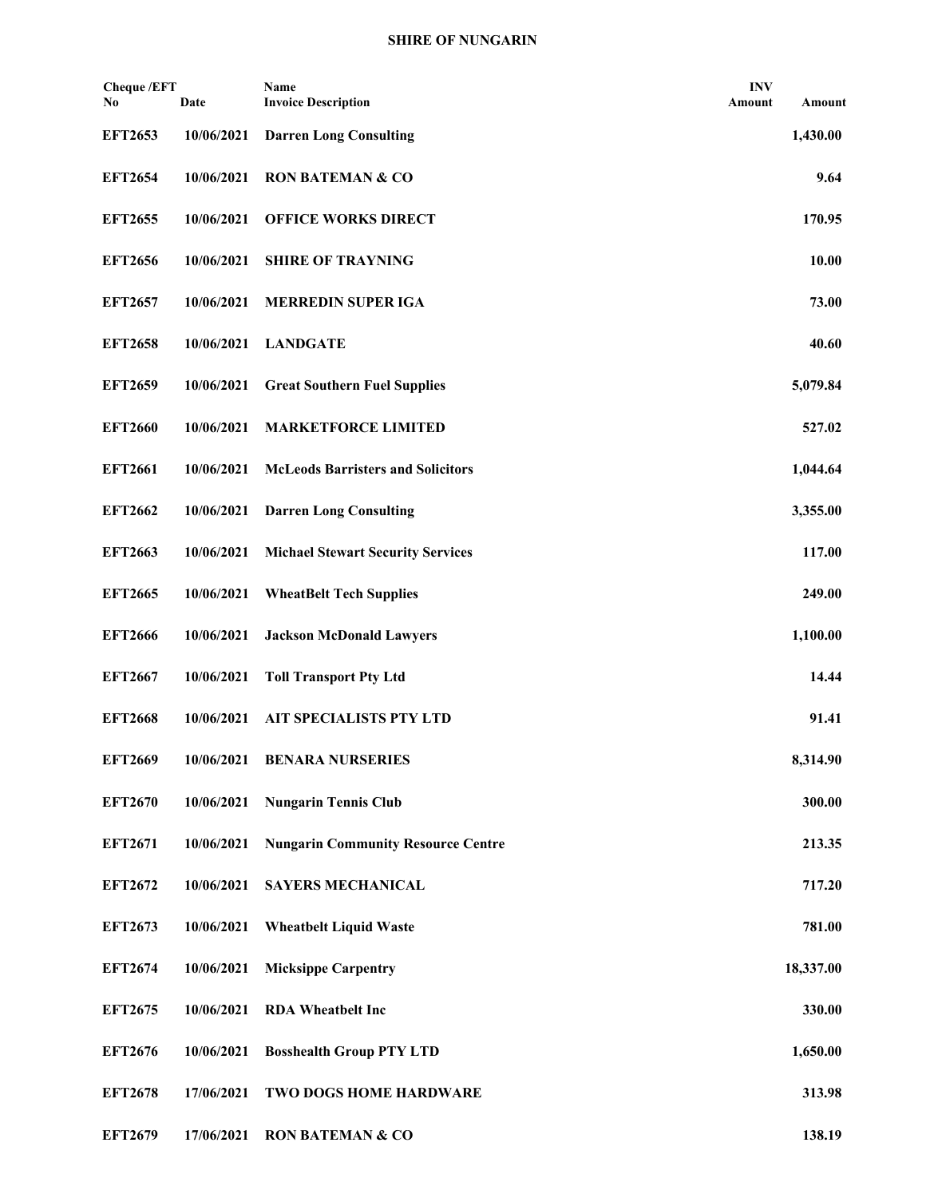**SHIRE OF NUNGARIN**

| Cheque /EFT No | Date | Name<br>Invoice Description | INV Amount | Amount |
|---|---|---|---|---|
| **EFT2653** | **10/06/2021** | **Darren Long Consulting** | | **1,430.00** |
| **EFT2654** | **10/06/2021** | **RON BATEMAN & CO** | | **9.64** |
| **EFT2655** | **10/06/2021** | **OFFICE WORKS DIRECT** | | **170.95** |
| **EFT2656** | **10/06/2021** | **SHIRE OF TRAYNING** | | **10.00** |
| **EFT2657** | **10/06/2021** | **MERREDIN SUPER IGA** | | **73.00** |
| **EFT2658** | **10/06/2021** | **LANDGATE** | | **40.60** |
| **EFT2659** | **10/06/2021** | **Great Southern Fuel Supplies** | | **5,079.84** |
| **EFT2660** | **10/06/2021** | **MARKETFORCE LIMITED** | | **527.02** |
| **EFT2661** | **10/06/2021** | **McLeods Barristers and Solicitors** | | **1,044.64** |
| **EFT2662** | **10/06/2021** | **Darren Long Consulting** | | **3,355.00** |
| **EFT2663** | **10/06/2021** | **Michael Stewart Security Services** | | **117.00** |
| **EFT2665** | **10/06/2021** | **WheatBelt Tech Supplies** | | **249.00** |
| **EFT2666** | **10/06/2021** | **Jackson McDonald Lawyers** | | **1,100.00** |
| **EFT2667** | **10/06/2021** | **Toll Transport Pty Ltd** | | **14.44** |
| **EFT2668** | **10/06/2021** | **AIT SPECIALISTS PTY LTD** | | **91.41** |
| **EFT2669** | **10/06/2021** | **BENARA NURSERIES** | | **8,314.90** |
| **EFT2670** | **10/06/2021** | **Nungarin Tennis Club** | | **300.00** |
| **EFT2671** | **10/06/2021** | **Nungarin Community Resource Centre** | | **213.35** |
| **EFT2672** | **10/06/2021** | **SAYERS MECHANICAL** | | **717.20** |
| **EFT2673** | **10/06/2021** | **Wheatbelt Liquid Waste** | | **781.00** |
| **EFT2674** | **10/06/2021** | **Micksippe Carpentry** | | **18,337.00** |
| **EFT2675** | **10/06/2021** | **RDA Wheatbelt Inc** | | **330.00** |
| **EFT2676** | **10/06/2021** | **Bosshealth Group PTY LTD** | | **1,650.00** |
| **EFT2678** | **17/06/2021** | **TWO DOGS HOME HARDWARE** | | **313.98** |
| **EFT2679** | **17/06/2021** | **RON BATEMAN & CO** | | **138.19** |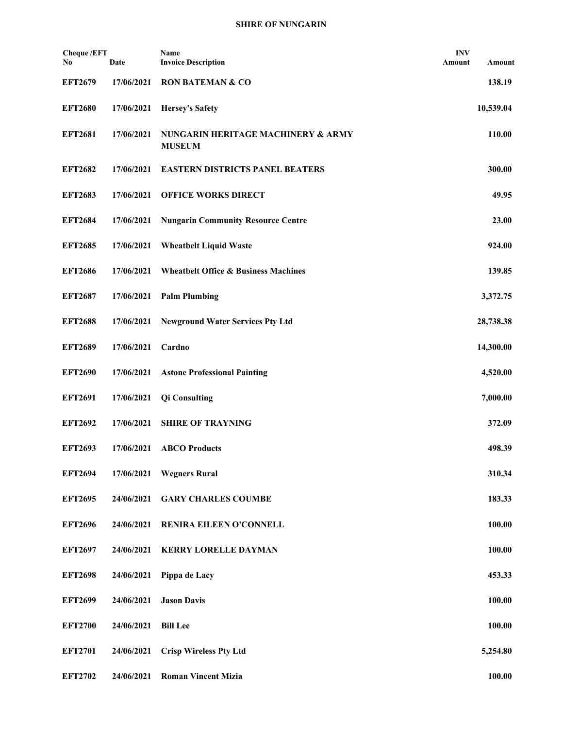**SHIRE OF NUNGARIN**

| Cheque /EFT No | Date | Name Invoice Description | INV Amount | Amount |
|---|---|---|---|---|
| **EFT2679** | **17/06/2021** | **RON BATEMAN & CO** | | **138.19** |
| **EFT2680** | **17/06/2021** | **Hersey's Safety** | | **10,539.04** |
| **EFT2681** | **17/06/2021** | **NUNGARIN HERITAGE MACHINERY & ARMY MUSEUM** | | **110.00** |
| **EFT2682** | **17/06/2021** | **EASTERN DISTRICTS PANEL BEATERS** | | **300.00** |
| **EFT2683** | **17/06/2021** | **OFFICE WORKS DIRECT** | | **49.95** |
| **EFT2684** | **17/06/2021** | **Nungarin Community Resource Centre** | | **23.00** |
| **EFT2685** | **17/06/2021** | **Wheatbelt Liquid Waste** | | **924.00** |
| **EFT2686** | **17/06/2021** | **Wheatbelt Office & Business Machines** | | **139.85** |
| **EFT2687** | **17/06/2021** | **Palm Plumbing** | | **3,372.75** |
| **EFT2688** | **17/06/2021** | **Newground Water Services Pty Ltd** | | **28,738.38** |
| **EFT2689** | **17/06/2021** | **Cardno** | | **14,300.00** |
| **EFT2690** | **17/06/2021** | **Astone Professional Painting** | | **4,520.00** |
| **EFT2691** | **17/06/2021** | **Qi Consulting** | | **7,000.00** |
| **EFT2692** | **17/06/2021** | **SHIRE OF TRAYNING** | | **372.09** |
| **EFT2693** | **17/06/2021** | **ABCO Products** | | **498.39** |
| **EFT2694** | **17/06/2021** | **Wegners Rural** | | **310.34** |
| **EFT2695** | **24/06/2021** | **GARY CHARLES COUMBE** | | **183.33** |
| **EFT2696** | **24/06/2021** | **RENIRA EILEEN O'CONNELL** | | **100.00** |
| **EFT2697** | **24/06/2021** | **KERRY LORELLE DAYMAN** | | **100.00** |
| **EFT2698** | **24/06/2021** | **Pippa de Lacy** | | **453.33** |
| **EFT2699** | **24/06/2021** | **Jason Davis** | | **100.00** |
| **EFT2700** | **24/06/2021** | **Bill Lee** | | **100.00** |
| **EFT2701** | **24/06/2021** | **Crisp Wireless Pty Ltd** | | **5,254.80** |
| **EFT2702** | **24/06/2021** | **Roman Vincent Mizia** | | **100.00** |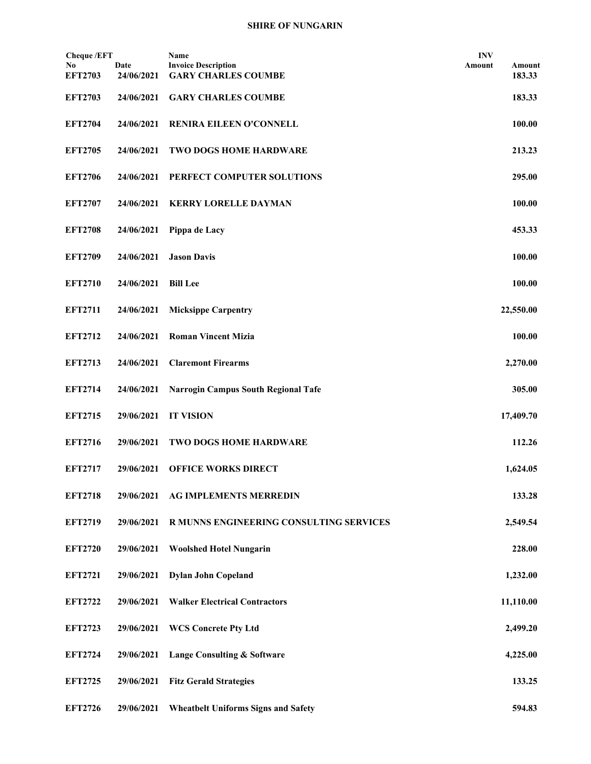**SHIRE OF NUNGARIN**

| Cheque /EFT No | Date | Name Invoice Description | INV Amount | Amount |
|---|---|---|---|---|
| EFT2703 | 24/06/2021 | GARY CHARLES COUMBE | | 183.33 |
| EFT2703 | 24/06/2021 | GARY CHARLES COUMBE | | 183.33 |
| EFT2704 | 24/06/2021 | RENIRA EILEEN O'CONNELL | | 100.00 |
| EFT2705 | 24/06/2021 | TWO DOGS HOME HARDWARE | | 213.23 |
| EFT2706 | 24/06/2021 | PERFECT COMPUTER SOLUTIONS | | 295.00 |
| EFT2707 | 24/06/2021 | KERRY LORELLE DAYMAN | | 100.00 |
| EFT2708 | 24/06/2021 | Pippa de Lacy | | 453.33 |
| EFT2709 | 24/06/2021 | Jason Davis | | 100.00 |
| EFT2710 | 24/06/2021 | Bill Lee | | 100.00 |
| EFT2711 | 24/06/2021 | Micksippe Carpentry | | 22,550.00 |
| EFT2712 | 24/06/2021 | Roman Vincent Mizia | | 100.00 |
| EFT2713 | 24/06/2021 | Claremont Firearms | | 2,270.00 |
| EFT2714 | 24/06/2021 | Narrogin Campus South Regional Tafe | | 305.00 |
| EFT2715 | 29/06/2021 | IT VISION | | 17,409.70 |
| EFT2716 | 29/06/2021 | TWO DOGS HOME HARDWARE | | 112.26 |
| EFT2717 | 29/06/2021 | OFFICE WORKS DIRECT | | 1,624.05 |
| EFT2718 | 29/06/2021 | AG IMPLEMENTS MERREDIN | | 133.28 |
| EFT2719 | 29/06/2021 | R MUNNS ENGINEERING CONSULTING SERVICES | | 2,549.54 |
| EFT2720 | 29/06/2021 | Woolshed Hotel Nungarin | | 228.00 |
| EFT2721 | 29/06/2021 | Dylan John Copeland | | 1,232.00 |
| EFT2722 | 29/06/2021 | Walker Electrical Contractors | | 11,110.00 |
| EFT2723 | 29/06/2021 | WCS Concrete Pty Ltd | | 2,499.20 |
| EFT2724 | 29/06/2021 | Lange Consulting & Software | | 4,225.00 |
| EFT2725 | 29/06/2021 | Fitz Gerald Strategies | | 133.25 |
| EFT2726 | 29/06/2021 | Wheatbelt Uniforms Signs and Safety | | 594.83 |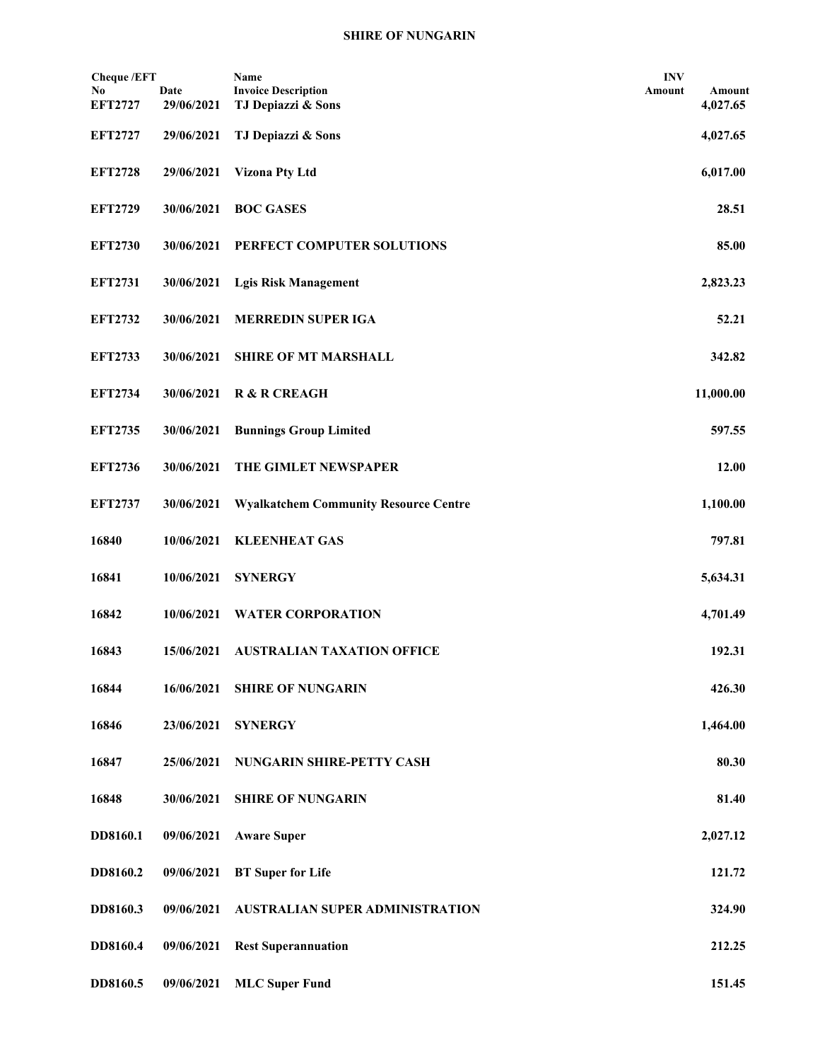**SHIRE OF NUNGARIN**

| Cheque /EFT No | Date | Name<br>Invoice Description | INV Amount | Amount |
|---|---|---|---|---|
| EFT2727 | 29/06/2021 | TJ Depiazzi & Sons | | 4,027.65 |
| EFT2727 | 29/06/2021 | TJ Depiazzi & Sons | | 4,027.65 |
| EFT2728 | 29/06/2021 | Vizona Pty Ltd | | 6,017.00 |
| EFT2729 | 30/06/2021 | BOC GASES | | 28.51 |
| EFT2730 | 30/06/2021 | PERFECT COMPUTER SOLUTIONS | | 85.00 |
| EFT2731 | 30/06/2021 | Lgis Risk Management | | 2,823.23 |
| EFT2732 | 30/06/2021 | MERREDIN SUPER IGA | | 52.21 |
| EFT2733 | 30/06/2021 | SHIRE OF MT MARSHALL | | 342.82 |
| EFT2734 | 30/06/2021 | R & R CREAGH | | 11,000.00 |
| EFT2735 | 30/06/2021 | Bunnings Group Limited | | 597.55 |
| EFT2736 | 30/06/2021 | THE GIMLET NEWSPAPER | | 12.00 |
| EFT2737 | 30/06/2021 | Wyalkatchem Community Resource Centre | | 1,100.00 |
| 16840 | 10/06/2021 | KLEENHEAT GAS | | 797.81 |
| 16841 | 10/06/2021 | SYNERGY | | 5,634.31 |
| 16842 | 10/06/2021 | WATER CORPORATION | | 4,701.49 |
| 16843 | 15/06/2021 | AUSTRALIAN TAXATION OFFICE | | 192.31 |
| 16844 | 16/06/2021 | SHIRE OF NUNGARIN | | 426.30 |
| 16846 | 23/06/2021 | SYNERGY | | 1,464.00 |
| 16847 | 25/06/2021 | NUNGARIN SHIRE-PETTY CASH | | 80.30 |
| 16848 | 30/06/2021 | SHIRE OF NUNGARIN | | 81.40 |
| DD8160.1 | 09/06/2021 | Aware Super | | 2,027.12 |
| DD8160.2 | 09/06/2021 | BT Super for Life | | 121.72 |
| DD8160.3 | 09/06/2021 | AUSTRALIAN SUPER ADMINISTRATION | | 324.90 |
| DD8160.4 | 09/06/2021 | Rest Superannuation | | 212.25 |
| DD8160.5 | 09/06/2021 | MLC Super Fund | | 151.45 |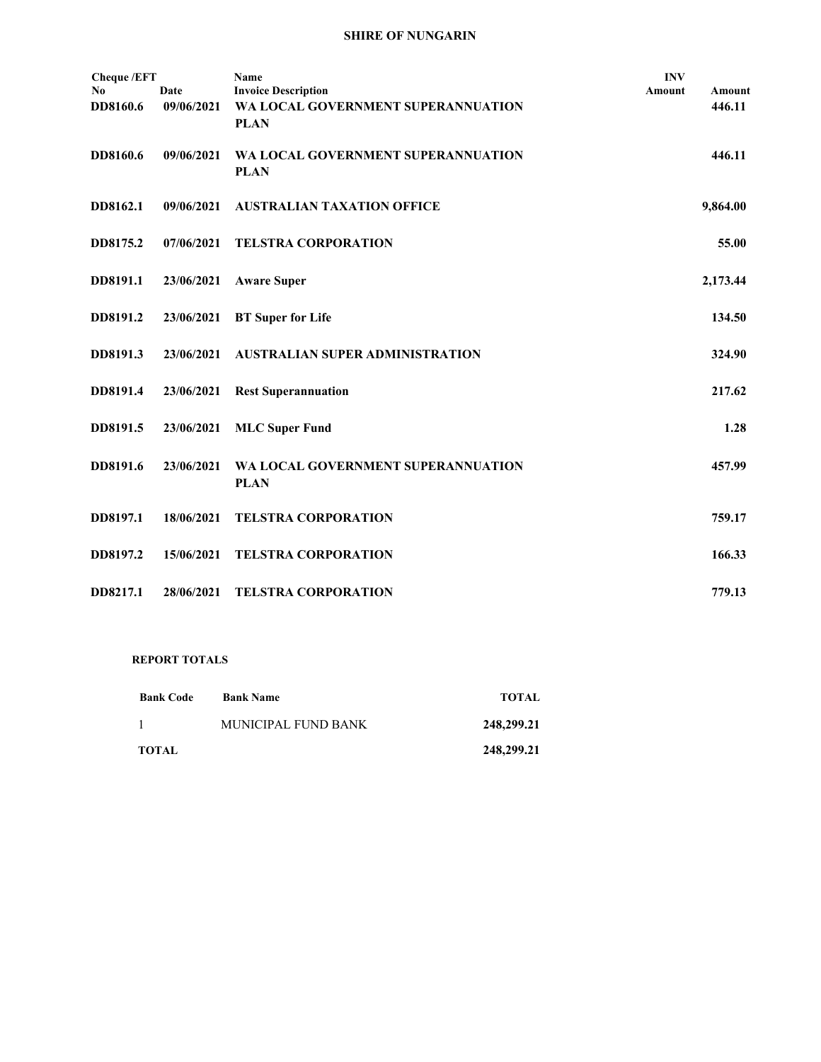**SHIRE OF NUNGARIN**

| Cheque /EFT No | Date | Name / Invoice Description | INV Amount | Amount |
|---|---|---|---|---|
| DD8160.6 | 09/06/2021 | WA LOCAL GOVERNMENT SUPERANNUATION PLAN | | 446.11 |
| DD8160.6 | 09/06/2021 | WA LOCAL GOVERNMENT SUPERANNUATION PLAN | | 446.11 |
| DD8162.1 | 09/06/2021 | AUSTRALIAN TAXATION OFFICE | | 9,864.00 |
| DD8175.2 | 07/06/2021 | TELSTRA CORPORATION | | 55.00 |
| DD8191.1 | 23/06/2021 | Aware Super | | 2,173.44 |
| DD8191.2 | 23/06/2021 | BT Super for Life | | 134.50 |
| DD8191.3 | 23/06/2021 | AUSTRALIAN SUPER ADMINISTRATION | | 324.90 |
| DD8191.4 | 23/06/2021 | Rest Superannuation | | 217.62 |
| DD8191.5 | 23/06/2021 | MLC Super Fund | | 1.28 |
| DD8191.6 | 23/06/2021 | WA LOCAL GOVERNMENT SUPERANNUATION PLAN | | 457.99 |
| DD8197.1 | 18/06/2021 | TELSTRA CORPORATION | | 759.17 |
| DD8197.2 | 15/06/2021 | TELSTRA CORPORATION | | 166.33 |
| DD8217.1 | 28/06/2021 | TELSTRA CORPORATION | | 779.13 |

**REPORT TOTALS**

| Bank Code | Bank Name | TOTAL |
|---|---|---|
| 1 | MUNICIPAL FUND BANK | 248,299.21 |
| **TOTAL** | | **248,299.21** |